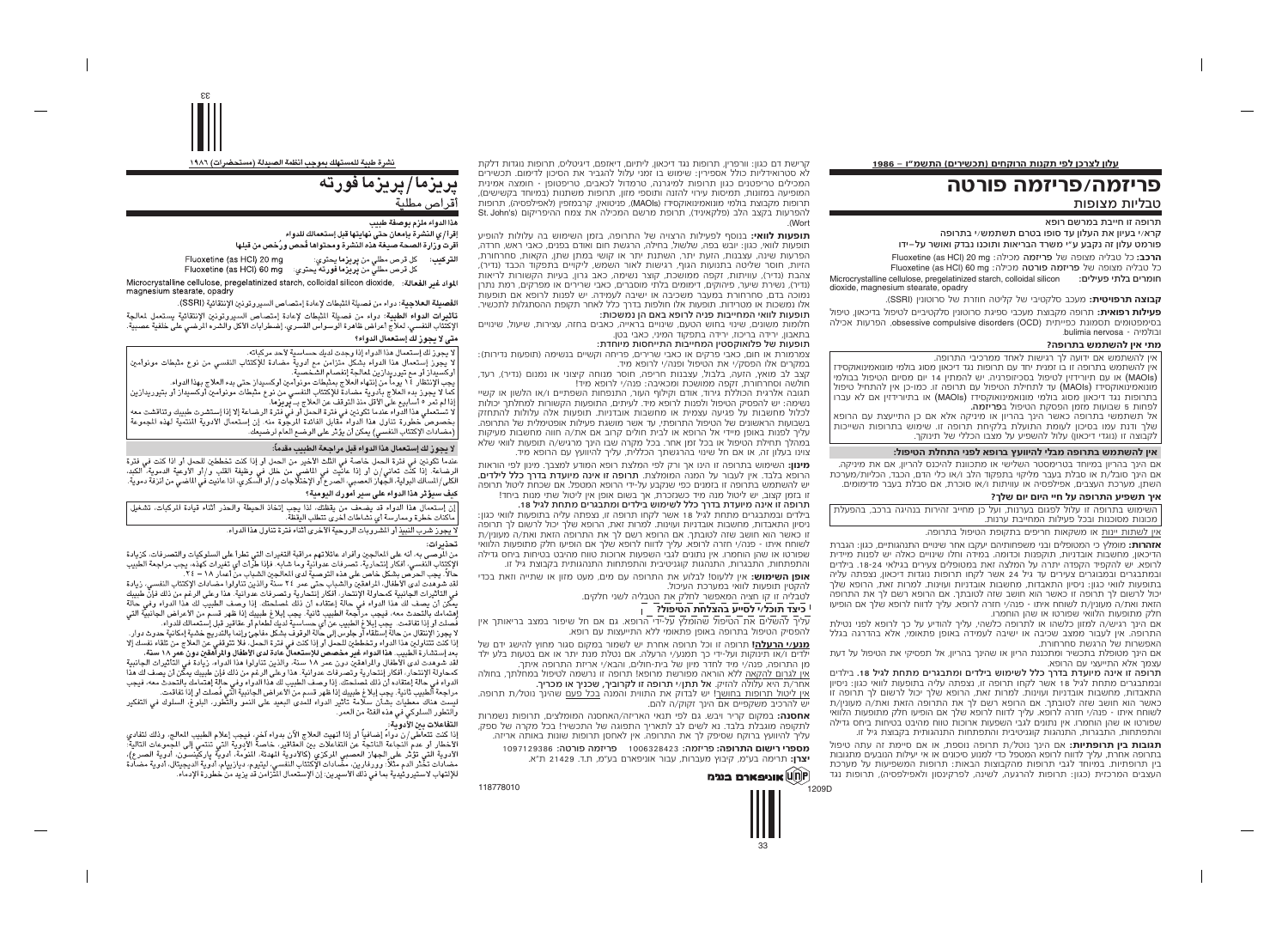עלון לצרכן לפי תקנות הרוקחים (תכשירים) התשמ"ו – 1986

# פריזמה/פריזמה פורטה

## טבליות מצופות

תרופה זו חייבת במרשם רופא

קרא/י בעיון את העלון עד סופו בטרם תשתמש/י בתרופה

פורמט עלון זה נקבע ע"י משרד הבריאות ותוכנו נבדק ואושר על-ידו

**הרכב:** כל טבליה מצופה של **פריזמה** מכילה: Fluoxetine (as HCl) 20 mg

כל טבליה מצופה של **פריזמה פורטה** מכילה: Fluoxetine (as HCl) 60 mg

**חומרים בלתי פעילים:** Microcrystalline cellulose, pregelatinized starch, colloidal silicon dioxide, magnesium stearate, opadry

**קבוצה תרפויטית:** מעכב סלקטיבי של קליטה חוזרת של סרוטונין (SSRI).

**פעילות רפואית:** תרופה מקבוצת מעכבי ספיגת סרוטונין סלקטיביים לטיפול בדיכאון, טיפול בסימפטומים תסמונת כפייתית obsessive compulsive disorders (OCD), הפרעות אכילה בולימיה - bulimia nervosa.

**מתי אין להשתמש בתרופה?**

אין להשתמש אם ידועה לך רגישות לאחד ממרכיבי התרופה.
אין להשתמש בתרופה זו בו זמנית יחד עם תרופות נגד דיכאון מסוג בולמי מונואמינואוקסידז (MAOIs) או עם תיורידזין לטיפול בסכיזופרניה. יש להמתין 14 יום מסיום הטיפול בבולמי מונואמינואוקסידז (MAOIs) עד לתחילת הטיפול עם תרופה זו. כמו-כן אין להתחיל טיפול בתרופות נגד דיכאון מסוג בולמי מונואמינואוקסידז (MAOIs) או בתיורידזין אם לא עברו לפחות 5 שבועות מזמן הפסקת הטיפול ב**פריזמה**.
אל תשתמשי בתרופה כאשר הינך בהריון או מיניקה אלא אם כן התייעצת עם הרופא שלך ודנת עמו בסיכון לעומת התועלת בלקיחת תרופה זו. שימוש בתרופות השייכות לקבוצה זו (נוגדי דיכאון) עלול להשפיע על מצב הכללי של התינוק.

**אין להשתמש בתרופה מבלי להיוועץ ברופא לפני התחלת הטיפול:**
אם הינך בהריון במיוחד בטרימסטר השלישי או מתכוונת להיכנס להריון, אם את מיניקה. אם הינך סובל/ת או סבלת בעבר מליקוי בתפקוד הלב ו/או כלי הדם, הכבד, הכליות/מערכת השתן, מערכת העצבים, אפילפסיה או עוויתות ו/או סוכרת, אם סבלת בעבר מדימומים.

**איך תשפיע התרופה על חיי היום יום שלך?**

השימוש בתרופה זו עלול לפגום בערנות, ועל כן מחייב זהירות בנהיגה ברכב, בהפעלת מכונות מסוכנות ובכל פעילות המחייבת ערנות.

אין לשתות יינות או משקאות חריפים בתקופת הטיפול בתרופה.

**אזהרות:** מומלץ כי המטופלים ובני משפחותיהם יעקבו אחר שינויים התנהגותיים, כגון: הגברת הדיכאון, מחשבות אובדניות, תוקפנות וכדומה. במידה וחלו שינויים כאלה יש לפנות מיידית לרופא. יש להקפיד הקפדה יתרה על המלצה זאת במטופלים צעירים בגילאי 18-24. בילדים ובמתבגרים ובמבוגרים צעירים עד גיל 24 אשר לקחו תרופות נוגדות דיכאון, נצפתה עליה בתופעות לוואי כגון: ניסיון התאבדות, מחשבות אובדניות ועוינות. למרות זאת, הרופא שלך יכול לרשום לך תרופה זו כאשר הוא חושב שזה לטובתך. אם הרופא רשם לך את התרופה הזאת ואת/ה מעוניין/ת לשוחח איתו - פנה/י חזרה לרופא. עליך לדווח לרופא שלך אם הופיעו חלק מתופעות הלוואי שפורטו או שהן הוחמרו.
אם הינך רגיש/ה למזון כלשהו או לתרופה כלשהי, עליך להודיע על כך לרופא לפני נטילת התרופה. אין לעבור ממצב שכיבה או ישיבה לעמידה באופן פתאומי, אלא בהדרגה בגלל האפשרות של הרגשת סחרחורת.
אם הינך מטופלת בתכשיר זה ומתכננת הריון או שהינך בהריון, אל תפסיקי את הטיפול על דעת עצמך אלא התייעצי עם הרופא.
**תרופה זו אינה מיועדת בדרך כלל לשימוש בילדים ומתבגרים מתחת לגיל 18.** בילדים ובמתבגרים מתחת לגיל 18 אשר לקחו תרופה זו, נצפתה עליה בתופעות לוואי כגון: ניסיון התאבדות, מחשבות אובדניות ועוינות. למרות זאת, הרופא שלך יכול לרשום לך תרופה זו כאשר הוא חושב שזה לטובתך. אם הרופא רשם לך את התרופה הזאת ואת/ה מעוניין/ת לשוחח איתו - פנה/י חזרה לרופא. עליך לדווח לרופא שלך אם הופיעו חלק מתופעות הלוואי שפורטו או שהן הוחמרו. אין נתונים לגבי השפעות ארוכות טווח מהבט בטיחות בזמן גדילה והתפתחות, התבגרות, התנהגות קוגניטיבית והתפתחות התנהגותית בקבוצת גיל זו.

**תגובות בין תרופתיות:** אם הינך נוטל/ת תרופה נוספת, או אם סיימת זה עתה טיפול בתרופה אחרת, עליך לדווח לרופא המטפל כדי למנוע סיכונים או אי יעילות הנובעים מתגובות בין תרופתיות. במיוחד לגבי תרופות מהקבוצות הבאות: תרופות המשפיעות על מערכת העצבים המרכזית (כגון: תרופות להרגעה, לשינה, פרקינסון ולאפילפסיה), תרופות נגד קרישת דם כגון: וורפרין, תרופות נגד דיכאון, ליתיום, דיאזפם, דיגיטליס, תרופות נוגדות דלקת לא סטרואידליות כולל אספירין: שימוש בו זמני עלול להגביר את הסיכון לדימום. תכשירים המכילים טריפטנים כגון תרופות למיגרנה, טרמדול לכאבים, טריפטופן - חומצה אמינית המצויה במזונות, תמיסות עירוי להזנה ותוספי מזון, תרופות משתנות (במיוחד בקשישים), תרופות מקבוצת בולמי מונואמינואוקסידז (MAOIs), פנטואין, קרבמזפין (לאפילפסיה), תרופות להפרעות בקצב הלב (פלקאיניד), תרופות מרשם המכילות את צמח ההיפריקום (St. John's Wort).

**תופעות לוואי:** בנוסף לפעילות הרצויה של התרופה, בזמן השימוש בה עלולות להופיע תופעות לוואי, כגון: יובש בפה, שלשול, בחילה, הרגשת חום ואודם בפנים, כאבי ראש, חרדה, הפרעות שינה, עצבנות, הזעת יתר, השתנות יתר או קושי במתן שתן, הקאות, סחרחורת, הזיות, חוסר שליטה בתנועות הגוף, רגישות לאור השמש, ליקויים בתפקוד הכבד (נדיר), צהבת (נדיר), עוויתות, זקפה ממושכת, קוצר נשימה, כאב גרון, בעיות הקשורות לריאות (נדיר), נשירת שיער, פיהוק, דימומים בלתי מוסברים, כאבי שרירים או מפרקים, רמת נתרן נמוכה בדם, סחרחורת במעבר משכיבה או ישיבה לעמידה. יש לפנות לרופא אם תופעות אלו נמשכות או מטרידות. תופעות אלו חולפות בדרך כלל לאחר תקופת ההסתגלות לתכשיר.

**תופעות לוואי המחייבות פניה לרופא באם הן נמשכות:**
חלומות משונים, שינוי בחוש הטעם, שינויים בראייה, כאבים בחזה, עצירות, שיעול, שינויים בתאבון, ירידה בריכוז, ירידה בתפקוד המיני, כאבי בטן.

**תופעות של פלואוקסטין המחייבות התייחסות מיוחדת:**
צמרמורת או חום, כאבי פרקים או כאבי שרירים, פריחה וקשיים בנשימה (תופעות נדירות): במקרים אלו הפסק/י את הטיפול ופנה/י לרופא מיד!
קצב לב מואץ, הזעה, בלבול, עצבנות חריפה, חוסר מנוחה קיצוני או נמנום (נדיר), רעד, חולשה וסחרחורות, זקפה ממושכת ומכאיבה: פנה/י לרופא מיד!
תגובה אלרגית הכוללת פריחה, גירוד, אודם וקילוף העור, התנפחות השפתיים ו/או הלשון או קושי בנשימה: יש להפסיק הטיפול ולפנות לרופא מיד! עוויתות. תופעות הקשורות למחזור יכולות לכלול מחשבות על פגיעה עצמית או מחשבות אובדניות. יש לפנות לרופא.
עליך לפנות באופן מיידי אל הרופא או לבית חולים קרוב אם את/ה חווה מחשבות מעיקות בשבועות הראשונים של הטיפול התרופתי, עד שמושגת פעילות אופטימלית של התרופה, במהלך תחילת הטיפול או בכל זמן אחר. בכל מקרה שבו הינך מרגיש/ה תופעות לוואי שלא צוינו בעלון זה, או אם חל שינוי בהרגשתך הכללית, עליך להיוועץ עם הרופא מיד.

**מינון:** השימוש בתרופה זו הינו אך ורק לפי המלצת רופא. מינון לפי הוראות הרופא בלבד. אין לעבור על המנה המומלצת. **תרופה זו אינה מיועדת בדרך כלל לילדים.** יש להשתמש בתרופה זו בזמנים כפי שנקבעו על-ידי הרופא המטפל. אם שכחת ליטול תרופה זו בזמן קצוב, יש ליטול מנה מיד כשנזכרת, אך בשום אופן אין ליטול שתי מנות ביחד!

**תרופה זו אינה מיועדת בדרך כלל לשימוש בילדים ומתבגרים מתחת לגיל 18.**
בילדים ובמתבגרים מתחת לגיל 18 אשר לקחו תרופה זו, נצפתה עליה בתופעות לוואי כגון: ניסיון התאבדות, מחשבות אובדניות ועוינות. למרות זאת, הרופא שלך יכול לרשום לך תרופה זו כאשר הוא חושב שזה לטובתך. אם הרופא רשם לך את התרופה הזאת ואת/ה מעוניין/ת לשוחח איתו - פנה/י חזרה לרופא. עליך לדווח לרופא שלך אם הופיעו חלק מתופעות הלוואי שפורטו או שהן הוחמרו. אין נתונים לגבי השפעות ארוכות טווח מהבט בטיחות בזמן גדילה והתפתחות, התבגרות, התנהגות קוגניטיבית והתפתחות התנהגותית בקבוצת גיל זו.

**אופן השימוש:** אין ללעוס! יש לבלוע את התרופה עם מים. עם מזון או שתייה וזאת בכדי להפחית תופעות לוואי במערכת העיכול.
לטבליה זו קו חציה המאפשר לחצות את הטבליה לשני חלקים.

**כיצד תוכל/י לסייע בהצלחת הטיפול?**

עליך להשלים את הטיפול שהומלץ על-ידי הרופא. גם אם חל שיפור במצב בריאותך אין להפסיק טיפול בתרופה באופן פתאומי ללא התייעצות עם הרופא.

**מנע/י הרעלה!** תרופה זו וכל תרופה אחרת יש לשמור במקום סגור מחוץ להישג ידם של ילדים ו/או תינוקות ועל-ידי כך תמנע/י הרעלה. אם נטלת מנת יתר או אם בטעות בלע ילד מן התרופה, פנה/י מיד לחדר מיון של בית-חולים, והבא/י אריזת התרופה איתך.
אין לגרום להקאה ללא הוראה מפורשת מרופא! תרופה זו נרשמה לטיפול במחלתך, בחולה אחר/ת היא עלולה להזיק. **אל תתן/י תרופה זו לקרובך, שכנך או מכרך.**
אין ליטול תרופות בחושך! יש לבדוק את התווית והמנה בכל פעם שהינך נוטל/ת תרופה. יש להרכיב משקפיים אם הינך זקוק/ה להם.

**אחסנה:** במקום קריר ויבש. גם לפי תנאי האריזה/האחסנה המומלצים, תרופות נשמרות לתקופה מוגבלת בלבד. נא לשים לב לתאריך התפוגה של התכשיר! בכל מקרה של ספק, עליך להיוועץ ברוקח שסיפק לך את התרופה. אין לאחסן תרופות שונות באותה אריזה.

**מספרי רישום התרופה:** פריזמה: 1006328423 פריזמה פורטה: 1097129386

**יצרן:** תרימה בע"מ, קיבוץ מעברות, עבור אוניפארם בע"מ, ת.ד. 21429 ת"א.

אוניפארם בע"מ

نشرة طبية للمستهلك بموجب أنظمة الصيدلة (مستحضرات) ١٩٨٦

# بريزما/بريزما فورته

## أقراص مطلية

هذا الدواء ملزم بوصفة طبيب

إقرأ/ي النشرة بإمعان حتى نهايتها قبل إستعمالك للدواء

أقرت وزارة الصحة صيغة هذه النشرة ومحتواها فحص ورُخص من قبلها

**التركيب:** كل قرص مطلي من **بريزما** يحتوي: Fluoxetine (as HCl) 20 mg

كل قرص مطلي من **بريزما فورته** يحتوي: Fluoxetine (as HCl) 60 mg

**المواد غير الفعالة:** Microcrystalline cellulose, pregelatinized starch, colloidal silicon dioxide, magnesium stearate, opadry

**الفصيلة العلاجية:** دواء من فصيلة المثبطات لإعادة إمتصاص السيروتونين الإنتقائية (SSRI).

**تأثيرات الدواء الطبية:** دواء من فصيلة المثبطات لإعادة إمتصاص السيروتونين الإنتقائية يستعمل لمعالجة الإكتئاب النفسي، لعلاج أعراض ظاهرة الوسواس القسري، إضطرابات الأكل والشره المرضي على خلفية عصبية.

**متى لا يجوز لك إستعمال الدواء؟**

لا يجوز لك إستعمال هذا الدواء إذا وجدت لديك حساسية لأحد مركباته.
لا يجوز إستعمال هذا الدواء بشكل متزامن مع أدوية مضادة للإكتئاب من نوع مثبطات مونوأمين أوكسيداز أو مع تيوريدازين لمعالجة إنفصام الشخصية.
يجب الإنتظار ١٤ يوماً من إنتهاء العلاج بمثبطات مونوأمين أوكسيداز حتى بدء العلاج بهذا الدواء.
كما لا يجوز بدء العلاج بأدوية مضادة للإكتئاب النفسي من نوع مثبطات مونوأمين أوكسيداز أو بتيوريدازين إذا لم تمر ٥ أسابيع على الأقل منذ التوقف عن العلاج ب **بريزما**.
لا تستعملي هذا الدواء عندما تكونين في فترة الحمل أو في فترة الرضاعة إلا إذا إستشرت طبيبك وتناقشت معه بخصوص خطورة تناول هذا الدواء مقابل الفائدة المرجوة منه. إن الإستعمال لأدوية المنتمية لهذه المجموعة (مضادات الإكتئاب النفسي) يمكن أن يؤثر على الوضع العام لرضيعك.

**لا يجوز لك إستعمال هذا الدواء بدون مراجعة الطبيب مقدماً:**
عندما تكونين في فترة الحمل خاصة في الثلث الأخير من الحمل أو إذا كنت تخططين للحمل أو اذا كنت في فترة الرضاعة. إذا كنت تعاني/ن أو إذا عانيت في الماضي من خلل في وظيفة القلب و/أو الأوعية الدموية، الكبد، الكلى/المسالك البولية، الجهاز العصبي، الصرع أو الإختلاجات و/أو السكري، اذا عانيت في الماضي من النزفة دموية.

**كيف سيؤثر هذا الدواء على سير أمورك اليومية؟**

إن إستعمال هذا الدواء قد يضعف من يقظتك، لذا يجب إتخاذ الحيطة والحذر أثناء قيادة المركبات، تشغيل ماكنات خطرة وممارسة أي نشاطات أخرى تتطلب اليقظة.

لا يجوز شرب النبيذ أو المشروبات الروحية الأخرى أثناء فترة تناول هذا الدواء.

**تحذيرات:**
من الموصى به، أنه على المعالجين وأفراد عائلاتهم مراقبة التغيرات التي تطرأ على السلوكيات والتصرفات كزيادة الإكتئاب النفسي، أفكار إنتحارية، تصرفات عدوانية وما شابه. فإذا طرأت أي تغيرات كهذه، يجب مراجعة الطبيب حالاً. يجب الحرص بشكل خاص على هذه التوصية لدى المعالجين الشباب من أعمار ١٨ – ٢٤.
لقد شوهدت لدى الأطفال، المراهقين والشباب حتى عمر ٢٤ سنة والذين تناولوا مضادات الإكتئاب النفسي، زيادة في التأثيرات الجانبية كمحاولة الإنتحار، أفكار إنتحارية وتصرفات عدوانية. هذا وعلى الرغم من ذلك فإن طبيبك يمكن أن يصف لك هذا الدواء في حالة إعتقاده أن ذلك لمصلحتك. إذا وصف الطبيب لك هذا الدواء وفي حالة إهتمامك بالتحدث معه، فيجب مراجعة الطبيب ثانية. يجب إبلاغ طبيبك إذا ظهر قسم من الأعراض الجانبية التي فُصلت أو إذا تفاقمت. يجب إبلاغ الطبيب عن أي حساسية لديك لطعام أو عقاقير قبل إستعمالك للدواء.
لا يجوز الإنتقال من حالة إستلقاء أو جلوس إلى حالة الوقوف بشكل مفاجئ وإنما بالتدريج بسبب إمكانية حدوث دوار.
إذا كنت تتناولين هذا الدواء وتخططين للحمل أو إذا كنت في فترة الحمل، فلا تتوقفي عن العلاج من تلقاء نفسك إلا بعد إستشارة الطبيب. **هذا الدواء غير مخصص للإستعمال عادة لدى الأطفال والمراهقين دون عمر ١٨ سنة.**
لقد شوهدت لدى الأطفال والمراهقين دون عمر ١٨ سنة، والذين تناولوا هذا الدواء، زيادة في التأثيرات الجانبية كمحاولة الإنتحار، أفكار إنتحارية وتصرفات عدوانية. هذا وعلى الرغم من ذلك فإن طبيبك يمكن أن يصف لك هذا الدواء في حالة إعتقاده أن ذلك لمصلحتك. إذا وصف الطبيب لك هذا الدواء وفي حالة إهتمامك بالتحدث معه، فيجب مراجعة الطبيب ثانية. يجب إبلاغ طبيبك إذا ظهر قسم من الأعراض الجانبية التي فُصلت أو إذا تفاقمت.
ليست هناك معطيات بشأن سلامة تأثير الدواء للمدى البعيد على النمو والتطور، البلوغ، السلوك في التفكير والتطور السلوكي في هذه الفئة من العمر.

**التفاعلات بين الأدوية:**
إذا كنت تتعاطى/ن دواءً إضافياً أو إذا إنتهيت العلاج الآن بدواء آخر، فيجب إعلام الطبيب المعالج، وذلك لتفادي الأخطار أو عدم النجاعة الناجمة عن التفاعلات بين العقاقير، خاصة الأدوية التي تنتمي إلى المجموعات التالية: الأدوية التي تؤثر على الجهاز العصبي المركزي (كالأدوية المهدئة، المنومة، أدوية باركينسون، أدوية الصرع)، مضادات تخثر الدم مثلاً وورفارين، مضادات الإكتئاب النفسي، ليثيوم، ديازيبام، أدوية الديجيتال، أدوية مضادة للإلتهاب لاستيرويدية بما في ذلك الأسبيرين: إن الإستعمال المتزامن قد يزيد من خطورة الإدماء.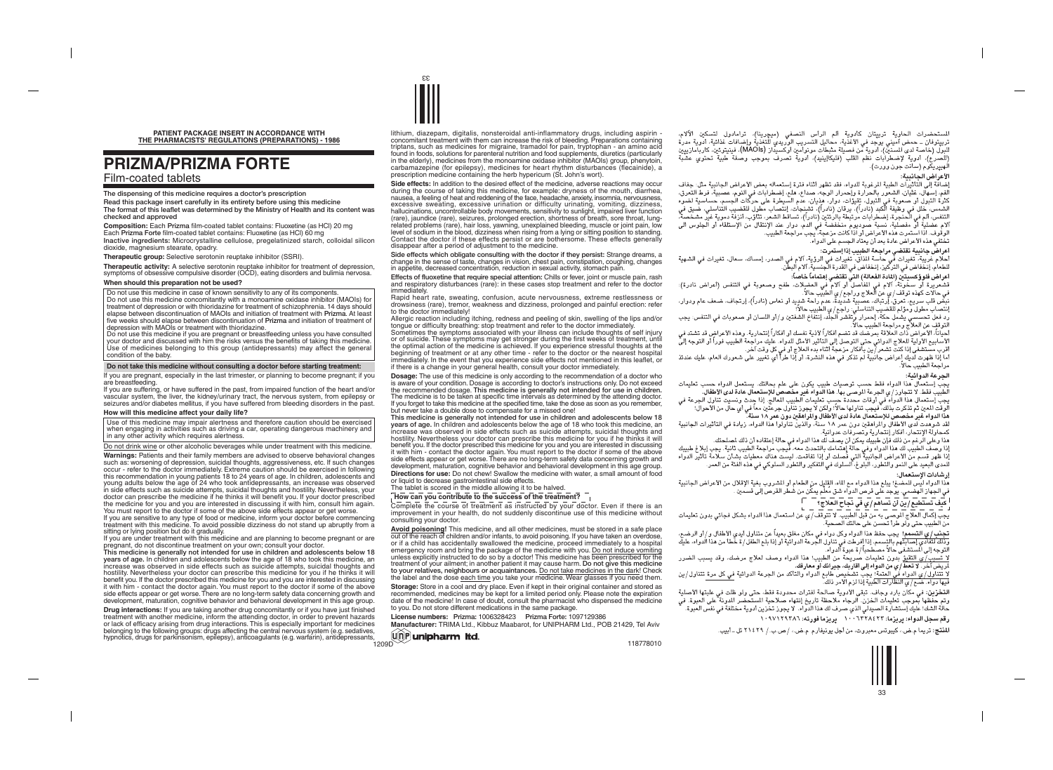PATIENT PACKAGE INSERT IN ACCORDANCE WITH THE PHARMACISTS' REGULATIONS (PREPARATIONS) - 1986

# PRIZMA/PRIZMA FORTE

Film-coated tablets

**The dispensing of this medicine requires a doctor's prescription**

**Read this package insert carefully in its entirety before using this medicine**

**The format of this leaflet was determined by the Ministry of Health and its content was checked and approved**

**Composition:** Each **Prizma** film-coated tablet contains: Fluoxetine (as HCl) 20 mg
Each **Prizma Forte** film-coated tablet contains: Fluoxetine (as HCl) 60 mg

**Inactive ingredients:** Microcrystalline cellulose, pregelatinized starch, colloidal silicon dioxide, magnesium stearate, opadry.

**Therapeutic group:** Selective serotonin reuptake inhibitor (SSRI).

**Therapeutic activity:** A selective serotonin reuptake inhibitor for treatment of depression, symptoms of obsessive compulsive disorder (OCD), eating disorders and bulimia nervosa.

**When should this preparation not be used?**

Do not use this medicine in case of known sensitivity to any of its components.
Do not use this medicine concomitantly with a monoamine oxidase inhibitor (MAOIs) for treatment of depression or with thioridazine for treatment of schizophrenia. 14 days should elapse between discontinuation of MAOIs and initiation of treatment with **Prizma**. At least five weeks should elapse between discontinuation of **Prizma** and initiation of treatment of depression with MAOIs or treatment with thioridazine.
Do not use this medicine if you are pregnant or breastfeeding unless you have consulted your doctor and discussed with him the risks versus the benefits of taking this medicine. Use of medicines belonging to this group (antidepressants) may affect the general condition of the baby.

**Do not take this medicine without consulting a doctor before starting treatment:**

If you are pregnant, especially in the last trimester, or planning to become pregnant; if you are breastfeeding.
If you are suffering, or have suffered in the past, from impaired function of the heart and/or vascular system, the liver, the kidney/urinary tract, the nervous system, from epilepsy or seizures and/or diabetes mellitus, if you have suffered from bleeding disorders in the past.

**How will this medicine affect your daily life?**

Use of this medicine may impair alertness and therefore caution should be exercised when engaging in activities such as driving a car, operating dangerous machinery and in any other activity which requires alertness.

Do not drink wine or other alcoholic beverages while under treatment with this medicine.

**Warnings:** Patients and their family members are advised to observe behavioral changes such as: worsening of depression, suicidal thoughts, aggressiveness, etc. If such changes occur - refer to the doctor immediately. Extreme caution should be exercised in following this recommendation in young patients 18 to 24 years of age. In children, adolescents and young adults below the age of 24 who took antidepressants, an increase was observed in side effects such as suicide attempts, suicidal thoughts and hostility. Nevertheless, your doctor can prescribe this medicine for you if he thinks it will benefit you. If your doctor prescribed the medicine for you and you are interested in discussing it with him, consult him again. You must report to the doctor if some of the above side effects appear or get worse.
If you are sensitive to any type of food or medicine, inform your doctor before commencing treatment with this medicine. To avoid possible dizziness do not stand up throttle from a sitting or lying position but do it gradually.
If you are under treatment with this medicine and are planning to become pregnant or are pregnant, do not discontinue treatment on your own; consult your doctor.
**This medicine is generally not intended for use in children and adolescents below 18 years of age.** In children and adolescents below the age of 18 who took this medicine, an increase was observed in side effects such as suicide attempts, suicidal thoughts and hostility. Nevertheless your doctor can prescribe this medicine for you if he thinks it will benefit you. If the doctor prescribed this medicine for you and you are interested in discussing it with him - consult the doctor again. You must report to the doctor if some of the above side effects appear or get worse. There are no long-term safety data concerning growth and development, maturation, cognitive behavior and behavioral development in this age group.

**Drug interactions:** If you are taking another drug concomitantly or if you have just finished treatment with another medicine, inform the attending doctor, in order to prevent hazards or lack of efficacy arising from drug interactions. This is especially important for medicines belonging to the following groups: drugs affecting the central nervous system (e.g. sedatives, hypnotics, drugs for parkinsonism, epilepsy), anticoagulants (e.g. warfarin), antidepressants, lithium, diazepam, digitalis, nonsteroidal anti-inflammatory drugs, including aspirin - concomitant treatment with them can increase the risk of bleeding. Preparations containing triptans, such as medicines for migraine, tramadol for pain, tryptophan - an amino acid found in foods, solutions for parenteral nutrition and food supplements, diuretics (particularly in the elderly), medicines from the monoamine oxidase inhibitor (MAOIs) group, phenytoin, carbamazepine (for epilepsy), medicines for heart rhythm disturbances (flecainide), a prescription medicine containing the herb hypericum (St. John's wort).

**Side effects:** In addition to the desired effect of the medicine, adverse reactions may occur during the course of taking this medicine, for example: dryness of the mouth, diarrhea, nausea, a feeling of heat and reddening of the face, headache, anxiety, insomnia, nervousness, excessive sweating, excessive urination or difficulty urinating, vomiting, dizziness, hallucinations, uncontrollable body movements, sensitivity to sunlight, impaired liver function (rare), jaundice (rare), seizures, prolonged erection, shortness of breath, sore throat, lung-related problems (rare), hair loss, yawning, unexplained bleeding, muscle or joint pain, low level of sodium in the blood, dizziness when rising from a lying or sitting position to standing. Contact the doctor if these effects persist or are bothersome. These effects generally disappear after a period of adjustment to the medicine.

**Side effects which obligate consulting with the doctor if they persist:** Strange dreams, a change in the sense of taste, changes in vision, chest pain, constipation, coughing, changes in appetite, decreased concentration, reduction in sexual activity, stomach pain.

**Effects of fluoxetine that require special attention:** Chills or fever, joint or muscle pain, rash and respiratory disturbances (rare): in these cases stop treatment and refer to the doctor immediately.
Rapid heart rate, sweating, confusion, acute nervousness, extreme restlessness or drowsiness (rare), tremor, weakness and dizziness, prolonged and painful erection: refer to the doctor immediately!
Allergic reaction including itching, redness and peeling of skin, swelling of the lips and/or tongue or difficulty breathing: stop treatment and refer to the doctor immediately.
Sometimes the symptoms associated with your illness can include thoughts of self injury or of suicide. These symptoms may get stronger during the first weeks of treatment, until the optimal action of the medicine is achieved. If you experience stressful thoughts at the beginning of treatment or at any other time - refer to the doctor or the nearest hospital immediately. In the event that you experience side effects not mentioned in this leaflet, or if there is a change in your general health, consult your doctor immediately.

**Dosage:** The use of this medicine is only according to the recommendation of a doctor who is aware of your condition. Dosage is according to doctor's instructions only. Do not exceed the recommended dosage. **This medicine is generally not intended for use in children.**
The medicine is to be taken at specific time intervals as determined by the attending doctor. If you forget to take this medicine at the specified time, take the dose as soon as you remember, but never take a double dose to compensate for a missed one!
**This medicine is generally not intended for use in children and adolescents below 18 years of age.** In children and adolescents below the age of 18 who took this medicine, an increase was observed in side effects such as suicide attempts, suicidal thoughts and hostility. Nevertheless your doctor can prescribe this medicine for you if he thinks it will benefit you. If the doctor prescribed this medicine for you and you are interested in discussing it with him - contact the doctor again. You must report to the doctor if some of the above side effects appear or get worse. There are no long-term safety data concerning growth and development, maturation, cognitive behavior and behavioral development in this age group.

**Directions for use:** Do not chew! Swallow the medicine with water, a small amount of food or liquid to decrease gastrointestinal side effects.
The tablet is scored in the middle allowing it to be halved.

**How can you contribute to the success of the treatment?**

Complete the course of treatment as instructed by your doctor. Even if there is an improvement in your health, do not suddenly discontinue use of this medicine without consulting your doctor.

**Avoid poisoning!** This medicine, and all other medicines, must be stored in a safe place out of the reach of children and/or infants, to avoid poisoning. If you have taken an overdose, or if a child has accidentally swallowed the medicine, proceed immediately to a hospital emergency room and bring the package of the medicine with you. **Do not induce vomiting** unless explicitly instructed to do so by a doctor! This medicine has been prescribed for the treatment of your ailment; in another patient it may cause harm. **Do not give this medicine to your relatives, neighbours or acquaintances.** Do not take medicines in the dark! Check the label and the dose each time you take your medicine. Wear glasses if you need them.

**Storage:** Store in a cool and dry place. Even if kept in their original container and stored as recommended, medicines may be kept for a limited period only. Please note the expiration date of the medicine! In case of doubt, consult the pharmacist who dispensed the medicine to you. Do not store different medications in the same package.

**License numbers:** Prizma: 1006328423 Prizma Forte: 1097129386

**Manufacturer:** TRIMA Ltd., Kibbuz Maabarot, for UNIPHARM Ltd., POB 21429, Tel Aviv

unipharm ltd.

1209D

118778010

المستحضرات الحاوية تريبتان كأدوية ألم الرأس النصفي (ميجرينا)، ترامادول لتسكين الآلام، تريبتوفان - حمض أميني يوجد في الأغذية، محاليل التسريب الوريدي للتغذية وإضافات غذائية، أدوية مدرة للبول (خاصة لدى المسنين)، أدوية من فصيلة مثبطات مونوأمين أوكسيداز (MAOIs)، فينيتوئين، كاربامازيبين (للصرع)، أدوية لإضطرابات نظم القلب (فليكاإينيد)، أدوية تصرف بموجب وصفة طبية تحتوي عشبة الهيبريكوم (سانت جون ورت).

**الأعراض الجانبية:**
إضافة إلى التأثيرات الطبية المرغوبة للدواء، فقد تظهر أثناء فترة إستعماله بعض الأعراض الجانبية مثل: جفاف الفم، إسهال، غثيان، الشعور بالحرارة وإحمرار الوجه، صداع، هلع، إضطرابات في النوم، عصبية، فرط التعرق، كثرة التبول أو صعوبة في التبول، تقيؤات، دوار، هذيان، عدم السيطرة على حركات الجسم، حساسية لضوء الشمس، خلل في وظيفة الكبد (نادراً)، يرقان (نادراً)، تشنجات، إنتصاب مطول للقضيب التناسلي، ضيق في التنفس، ألم في الحنجرة، إضطرابات مرتبطة بالرئتين (نادراً)، تساقط الشعر، تثاؤب، نزف دموية غير مشخصة، آلام عضلية أو مفصلية، نسبة صوديوم منخفضة في الدم، دوار عند الإنتقال من الإستلقاء أو الجلوس إلى الوقوف. إذا استمرت هذه الأعراض أو إذا كانت مزعجة، يجب مراجعة الطبيب.
تختفي هذه الأعراض عادة بعد أن يعتاد الجسم على الدواء.

**أعراض جانبية تقتضي مراجعة الطبيب إذا إستمرت:**
أحلام غريبة، تغيرات في حاسة المذاق، تغيرات في الرؤية، آلام في الصدر، إمساك، سعال، تغيرات في الشهية للطعام، إنخفاض في التركيز، إنخفاض في القدرة الجنسية، آلام البطن.

**أعراض فلوكسيتين (المادة الفعالة) التي تقتضي إهتماماً خاصاً:**
قشعريرة أو سخونة، آلام في المفاصل أو آلام في العضلات، طفح وصعوبة في التنفس (أعراض نادرة): في حالات كهذه توقف/ي عن العلاج وراجع/ي الطبيب حالاً.
نبض قلب سريع، تعرق، إرتباك، عصبية شديدة، عدم راحة شديد أو نعاس (نادراً)، إرتجاف، ضعف عام ودوار، إنتصاب مطول ومؤلم للقضيب التناسلي: راجع/ي الطبيب حالاً!
رد فعل تحسسي يشمل حكة، إحمرار وتقشر الجلد، إنتفاخ الشفتين و/أو اللسان أو صعوبات في التنفس: يجب التوقف عن العلاج ومراجعة الطبيب حالاً.
أحياناً، الأعراض ذات العلاقة بمرضك قد تضم أفكاراً لأذية نفسك أو أفكاراً إنتحارية. وهذه الأعراض قد تشتد في الأسابيع الأولية للعلاج الدوائي حتى التوصل إلى التأثير الأمثل للدواء. عليك مراجعة الطبيب فوراً أو التوجه إلى أقرب مستشفى إذا كنت تشعر/ين بأفكار مزعجة أثناء بدء العلاج أو في كل وقت آخر.
أما إذا ظهرت لديك أعراض جانبية لم تذكر في هذه النشرة، أو إذا طرأ أي تغيير على شعورك العام، عليك عندئذ مراجعة الطبيب حالاً.

**الجرعة الدوائية:**
يجب إستعمال هذا الدواء فقط حسب توصيات طبيب يكون على علم بحالتك. يستعمل الدواء حسب تعليمات الطبيب فقط. لا تتجاوز/ي الجرعة الموصى بها. **هذا الدواء غير مخصص للإستعمال عادة لدى الأطفال.**
يجب إستعمال هذا الدواء في أوقات محددة حسب تعليمات الطبيب المعالج. إذا حدث ونسيت تناول الجرعة في الوقت المعين ثم تذكرت بذلك، فيجب تناولها حالاً؛ ولكن لا يجوز تناول جرعتين معاً في أي حال من الأحوال!
**هذا الدواء غير مخصص للإستعمال عادة لدى الأطفال والمراهقين دون عمر ١٨ سنة.**
لقد شوهدت لدى الأطفال والمراهقين دون عمر ١٨ سنة، والذين تناولوا هذا الدواء، زيادة في التأثيرات الجانبية كمحاولة الإنتحار، أفكار إنتحارية وتصرفات عدوانية.
هذا وعلى الرغم من ذلك فإن طبيبك يمكن أن يصف لك هذا الدواء في حالة إعتقاده أن ذلك لمصلحتك.
إذا وصف الطبيب لك هذا الدواء وفي حالة إهتمامك بالتحدث معه، فيجب مراجعة الطبيب ثانية. يجب إبلاغ طبيبك إذا ظهر قسم من الأعراض الجانبية التي فُصلت أو إذا تفاقمت. ليست هناك معطيات بشأن سلامة تأثير الدواء للمدى البعيد على النمو والتطور، البلوغ، السلوك في التفكير والتطور السلوكي في هذه الفئة من العمر.

**إرشادات الإستعمال:**
هذا الدواء ليس للمضغ! يبلع هذا الدواء مع الماء، القليل من الطعام أو المشروب بغية الإقلال من الأعراض الجانبية في الجهاز الهضمي. يوجد على قرص الدواء شق مُعلَّم يمكن من شطر القرص إلى قسمين.

**كيف تستطيع/ين أن تساهم/ي في نجاح العلاج؟**
يجب إكمال العلاج الموصى به من قبل الطبيب. لا تتوقف/ي عن إستعمال هذا الدواء بشكل فجائي بدون تعليمات من الطبيب حتى ولو طرأ تحسن على حالتك الصحية.

**تجنب/ي التسمم!** يجب حفظ هذا الدواء وكل دواء في مكان مغلق بعيداً عن متناول أيدي الأطفال و/أو الرضع، وذلك لتفادي إصابتهم بالتسمم. إذا أفرطت في تناول الجرعة الدوائية أو إذا بلع الطفل/ة خطأً من هذا الدواء، عليك التوجه إلى المستشفى حالاً مصطحباً/ة عبوة الدواء.
لا تسبب/ي التقيؤ بدون تعليمات صريحة من الطبيب! هذا الدواء وصف لعلاج مرضك، وقد يسبب الضرر لمريض آخر. **لا تعطِ/ي من الدواء إلى أقاربك، جيرانك أو معارفك.**
لا تتناول/ي الدواء في العتمة! يجب تشخيص طابع الدواء والتأكد من الجرعة الدوائية في كل مرة تتناول/ين فيها دواء. ضع/ي النظارات الطبية إذا لزم الأمر ذلك.

**التخزين:** في مكان بارد وجاف. تبقى الأدوية صالحة لفترات محدودة فقط، حتى ولو ظلت في عليتها الأصلية وتم حفظها بموجب تعليمات الخزن. الرجاء ملاحظة تاريخ إنتهاء صلاحية المستحضر المدونة على العبوة. في حالة الشك، عليك إستشارة الصيدلي الذي صرف لك هذا الدواء. لا يجوز تخزين أدوية مختلفة في نفس العبوة.

**رقم سجل الدواء: بريزما:** ١٠٠٦٣٢٨٤٢٣ **بريزما فورته:** ١٠٩٧١٢٩٣٨٦

**المنتج:** تريما م.ض.، كيبوتس معبروت، من أجل يونيفارم م.ض.، ص.ب. / ٢١٤٢٩ تل - أبيب